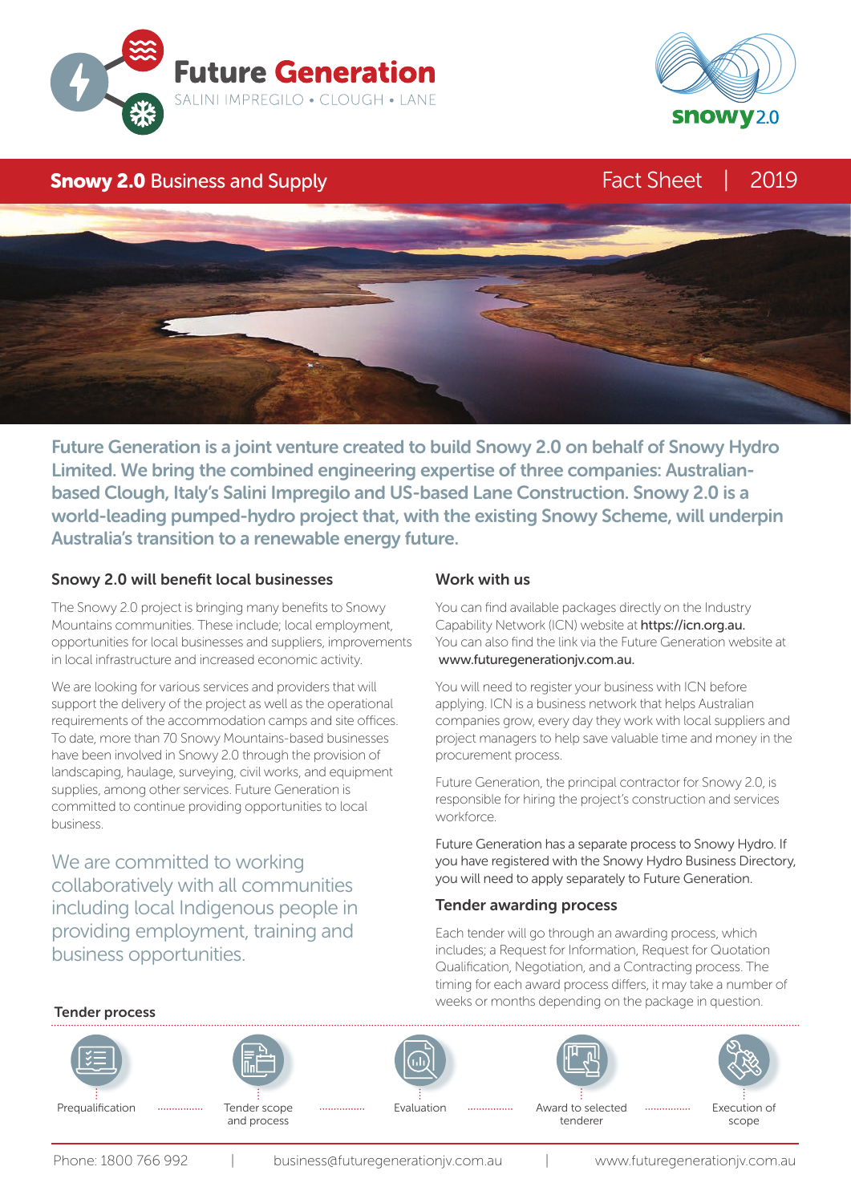Future Generation
SALINI IMPREGILO • CLOUGH • LANE

snowy 2.0

# **Snowy 2.0** Business and Supply

Fact Sheet | 2019

**Future Generation is a joint venture created to build Snowy 2.0 on behalf of Snowy Hydro Limited. We bring the combined engineering expertise of three companies: Australian-based Clough, Italy's Salini Impregilo and US-based Lane Construction. Snowy 2.0 is a world-leading pumped-hydro project that, with the existing Snowy Scheme, will underpin Australia's transition to a renewable energy future.**

## Snowy 2.0 will benefit local businesses

The Snowy 2.0 project is bringing many benefits to Snowy Mountains communities. These include; local employment, opportunities for local businesses and suppliers, improvements in local infrastructure and increased economic activity.

We are looking for various services and providers that will support the delivery of the project as well as the operational requirements of the accommodation camps and site offices. To date, more than 70 Snowy Mountains-based businesses have been involved in Snowy 2.0 through the provision of landscaping, haulage, surveying, civil works, and equipment supplies, among other services. Future Generation is committed to continue providing opportunities to local business.

We are committed to working collaboratively with all communities including local Indigenous people in providing employment, training and business opportunities.

## Work with us

You can find available packages directly on the Industry Capability Network (ICN) website at **https://icn.org.au.** You can also find the link via the Future Generation website at **www.futuregenerationjv.com.au.**

You will need to register your business with ICN before applying. ICN is a business network that helps Australian companies grow, every day they work with local suppliers and project managers to help save valuable time and money in the procurement process.

Future Generation, the principal contractor for Snowy 2.0, is responsible for hiring the project's construction and services workforce.

Future Generation has a separate process to Snowy Hydro. If you have registered with the Snowy Hydro Business Directory, you will need to apply separately to Future Generation.

## Tender awarding process

Each tender will go through an awarding process, which includes; a Request for Information, Request for Quotation Qualification, Negotiation, and a Contracting process. The timing for each award process differs, it may take a number of weeks or months depending on the package in question.

## Tender process

Prequalification → Tender scope and process → Evaluation → Award to selected tenderer → Execution of scope

Phone: 1800 766 992 | business@futuregenerationjv.com.au | www.futuregenerationjv.com.au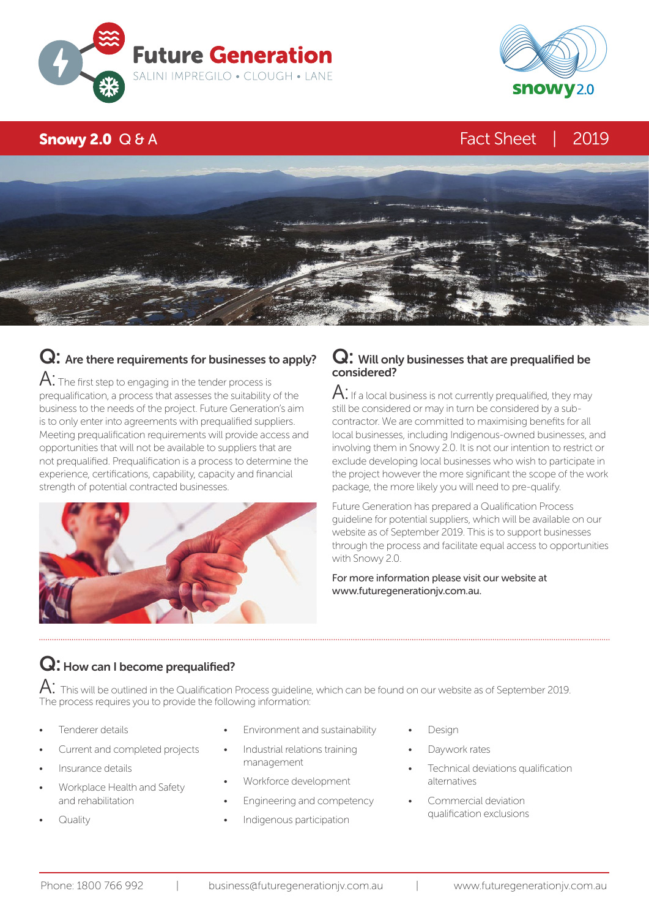Future Generation
SALINI IMPREGILO • CLOUGH • LANE

snowy 2.0

**Snowy 2.0** Q & A

Fact Sheet | 2019

## Q: Are there requirements for businesses to apply?

A: The first step to engaging in the tender process is prequalification, a process that assesses the suitability of the business to the needs of the project. Future Generation's aim is to only enter into agreements with prequalified suppliers. Meeting prequalification requirements will provide access and opportunities that will not be available to suppliers that are not prequalified. Prequalification is a process to determine the experience, certifications, capability, capacity and financial strength of potential contracted businesses.

## Q: Will only businesses that are prequalified be considered?

A: If a local business is not currently prequalified, they may still be considered or may in turn be considered by a sub-contractor. We are committed to maximising benefits for all local businesses, including Indigenous-owned businesses, and involving them in Snowy 2.0. It is not our intention to restrict or exclude developing local businesses who wish to participate in the project however the more significant the scope of the work package, the more likely you will need to pre-qualify.

Future Generation has prepared a Qualification Process guideline for potential suppliers, which will be available on our website as of September 2019. This is to support businesses through the process and facilitate equal access to opportunities with Snowy 2.0.

For more information please visit our website at www.futuregenerationjv.com.au.

## Q: How can I become prequalified?

A: This will be outlined in the Qualification Process guideline, which can be found on our website as of September 2019. The process requires you to provide the following information:

- Tenderer details
- Current and completed projects
- Insurance details
- Workplace Health and Safety and rehabilitation
- Quality
- Environment and sustainability
- Industrial relations training management
- Workforce development
- Engineering and competency
- Indigenous participation
- Design
- Daywork rates
- Technical deviations qualification alternatives
- Commercial deviation qualification exclusions

Phone: 1800 766 992 | business@futuregenerationjv.com.au | www.futuregenerationjv.com.au